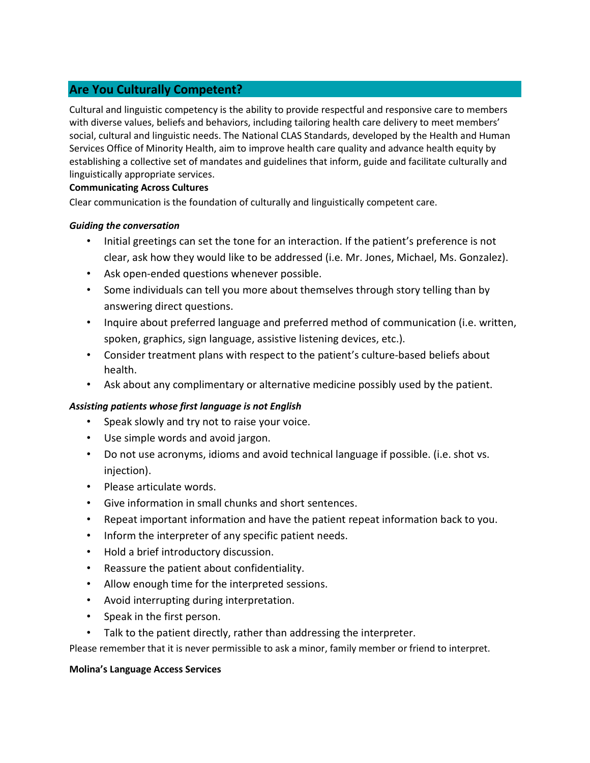## Are You Culturally Competent?

Cultural and linguistic competency is the ability to provide respectful and responsive care to members with diverse values, beliefs and behaviors, including tailoring health care delivery to meet members' social, cultural and linguistic needs. The National CLAS Standards, developed by the Health and Human Services Office of Minority Health, aim to improve health care quality and advance health equity by establishing a collective set of mandates and guidelines that inform, guide and facilitate culturally and linguistically appropriate services.

**Communicating Across Cultures**

Clear communication is the foundation of culturally and linguistically competent care.

***Guiding the conversation***

- Initial greetings can set the tone for an interaction. If the patient's preference is not clear, ask how they would like to be addressed (i.e. Mr. Jones, Michael, Ms. Gonzalez).
- Ask open-ended questions whenever possible.
- Some individuals can tell you more about themselves through story telling than by answering direct questions.
- Inquire about preferred language and preferred method of communication (i.e. written, spoken, graphics, sign language, assistive listening devices, etc.).
- Consider treatment plans with respect to the patient's culture-based beliefs about health.
- Ask about any complimentary or alternative medicine possibly used by the patient.

***Assisting patients whose first language is not English***

- Speak slowly and try not to raise your voice.
- Use simple words and avoid jargon.
- Do not use acronyms, idioms and avoid technical language if possible. (i.e. shot vs. injection).
- Please articulate words.
- Give information in small chunks and short sentences.
- Repeat important information and have the patient repeat information back to you.
- Inform the interpreter of any specific patient needs.
- Hold a brief introductory discussion.
- Reassure the patient about confidentiality.
- Allow enough time for the interpreted sessions.
- Avoid interrupting during interpretation.
- Speak in the first person.
- Talk to the patient directly, rather than addressing the interpreter.

Please remember that it is never permissible to ask a minor, family member or friend to interpret.

**Molina's Language Access Services**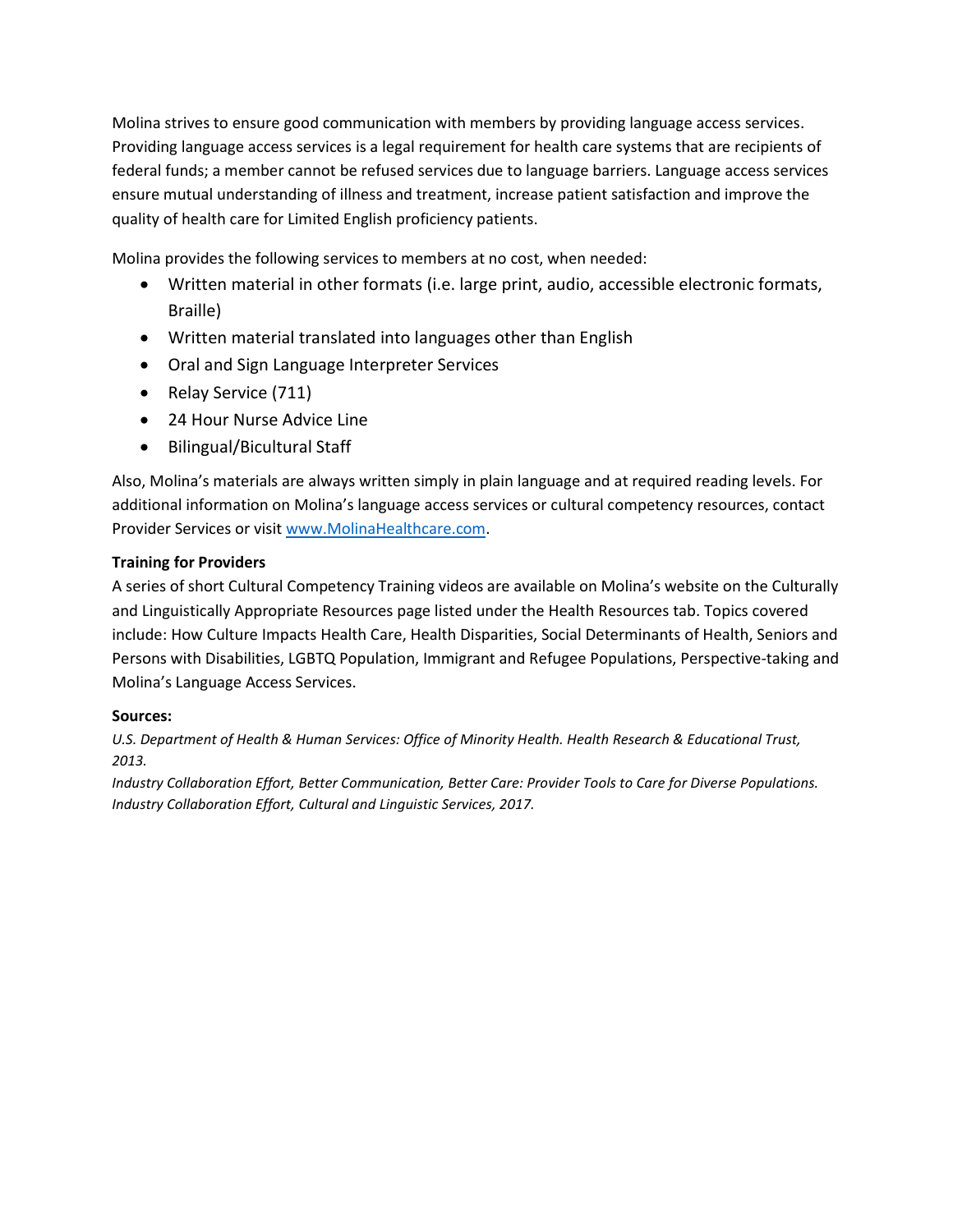Molina strives to ensure good communication with members by providing language access services. Providing language access services is a legal requirement for health care systems that are recipients of federal funds; a member cannot be refused services due to language barriers. Language access services ensure mutual understanding of illness and treatment, increase patient satisfaction and improve the quality of health care for Limited English proficiency patients.

Molina provides the following services to members at no cost, when needed:

- Written material in other formats (i.e. large print, audio, accessible electronic formats, Braille)
- Written material translated into languages other than English
- Oral and Sign Language Interpreter Services
- Relay Service (711)
- 24 Hour Nurse Advice Line
- Bilingual/Bicultural Staff

Also, Molina's materials are always written simply in plain language and at required reading levels. For additional information on Molina's language access services or cultural competency resources, contact Provider Services or visit [www.MolinaHealthcare.com](www.MolinaHealthcare.com).

**Training for Providers**

A series of short Cultural Competency Training videos are available on Molina's website on the Culturally and Linguistically Appropriate Resources page listed under the Health Resources tab. Topics covered include: How Culture Impacts Health Care, Health Disparities, Social Determinants of Health, Seniors and Persons with Disabilities, LGBTQ Population, Immigrant and Refugee Populations, Perspective-taking and Molina's Language Access Services.

**Sources:**

*U.S. Department of Health & Human Services: Office of Minority Health. Health Research & Educational Trust, 2013.*

*Industry Collaboration Effort, Better Communication, Better Care: Provider Tools to Care for Diverse Populations.*

*Industry Collaboration Effort, Cultural and Linguistic Services, 2017.*